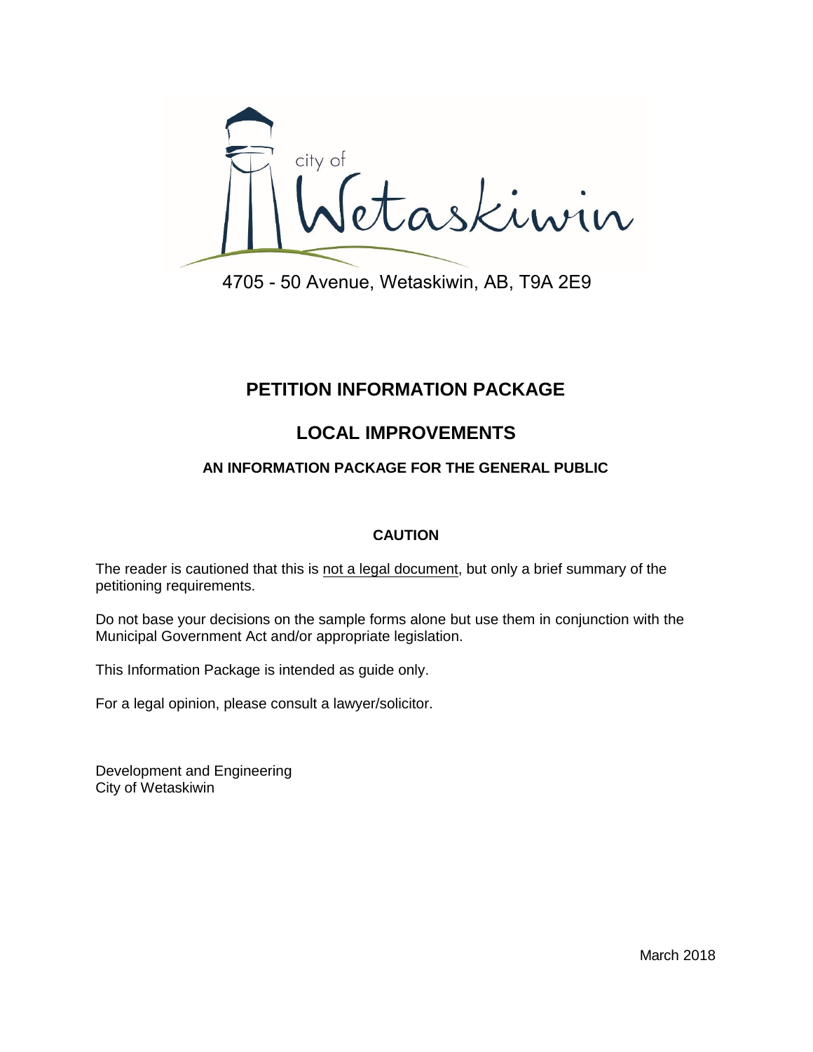city of Wetaskiwin

4705 - 50 Avenue, Wetaskiwin, AB, T9A 2E9

# PETITION INFORMATION PACKAGE

# LOCAL IMPROVEMENTS

### AN INFORMATION PACKAGE FOR THE GENERAL PUBLIC

**CAUTION**

The reader is cautioned that this is not a legal document, but only a brief summary of the petitioning requirements.

Do not base your decisions on the sample forms alone but use them in conjunction with the Municipal Government Act and/or appropriate legislation.

This Information Package is intended as guide only.

For a legal opinion, please consult a lawyer/solicitor.

Development and Engineering
City of Wetaskiwin

March 2018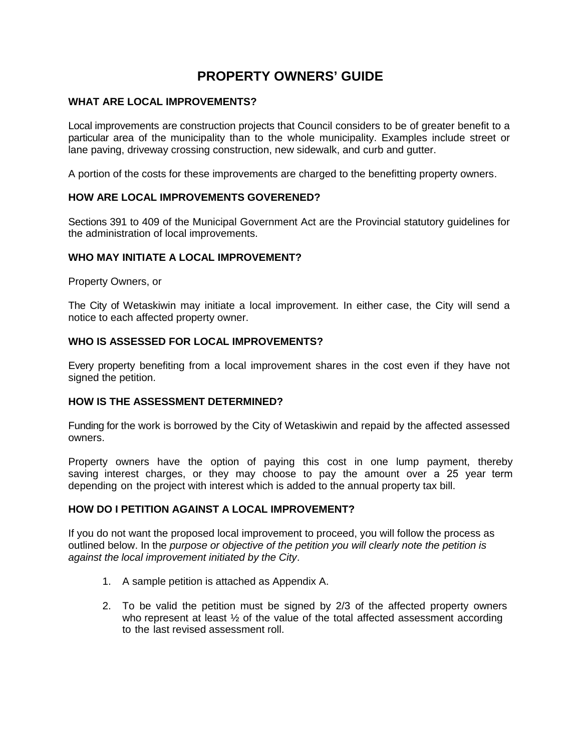# PROPERTY OWNERS' GUIDE

### WHAT ARE LOCAL IMPROVEMENTS?

Local improvements are construction projects that Council considers to be of greater benefit to a particular area of the municipality than to the whole municipality. Examples include street or lane paving, driveway crossing construction, new sidewalk, and curb and gutter.

A portion of the costs for these improvements are charged to the benefitting property owners.

### HOW ARE LOCAL IMPROVEMENTS GOVERENED?

Sections 391 to 409 of the Municipal Government Act are the Provincial statutory guidelines for the administration of local improvements.

### WHO MAY INITIATE A LOCAL IMPROVEMENT?

Property Owners, or

The City of Wetaskiwin may initiate a local improvement. In either case, the City will send a notice to each affected property owner.

### WHO IS ASSESSED FOR LOCAL IMPROVEMENTS?

Every property benefiting from a local improvement shares in the cost even if they have not signed the petition.

### HOW IS THE ASSESSMENT DETERMINED?

Funding for the work is borrowed by the City of Wetaskiwin and repaid by the affected assessed owners.

Property owners have the option of paying this cost in one lump payment, thereby saving interest charges, or they may choose to pay the amount over a 25 year term depending on the project with interest which is added to the annual property tax bill.

### HOW DO I PETITION AGAINST A LOCAL IMPROVEMENT?

If you do not want the proposed local improvement to proceed, you will follow the process as outlined below. In the *purpose or objective of the petition you will clearly note the petition is against the local improvement initiated by the City*.

1. A sample petition is attached as Appendix A.
2. To be valid the petition must be signed by 2/3 of the affected property owners who represent at least ½ of the value of the total affected assessment according to the last revised assessment roll.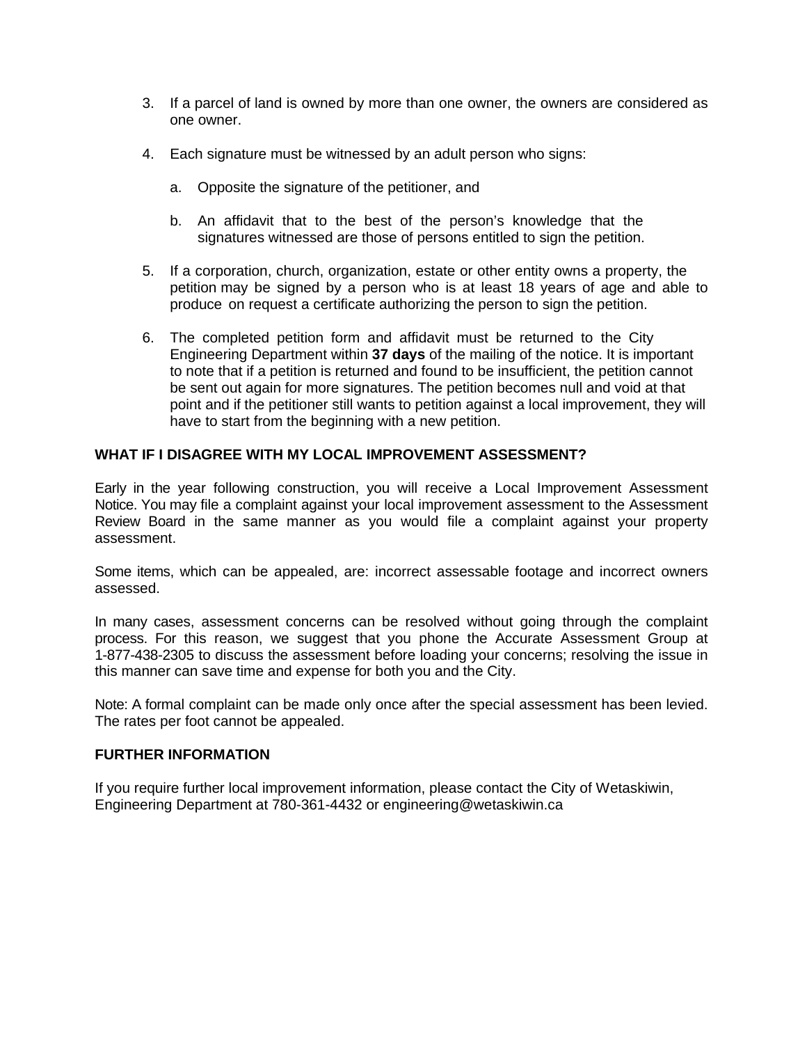3. If a parcel of land is owned by more than one owner, the owners are considered as one owner.

4. Each signature must be witnessed by an adult person who signs:

   a. Opposite the signature of the petitioner, and

   b. An affidavit that to the best of the person's knowledge that the signatures witnessed are those of persons entitled to sign the petition.

5. If a corporation, church, organization, estate or other entity owns a property, the petition may be signed by a person who is at least 18 years of age and able to produce on request a certificate authorizing the person to sign the petition.

6. The completed petition form and affidavit must be returned to the City Engineering Department within **37 days** of the mailing of the notice. It is important to note that if a petition is returned and found to be insufficient, the petition cannot be sent out again for more signatures. The petition becomes null and void at that point and if the petitioner still wants to petition against a local improvement, they will have to start from the beginning with a new petition.

## WHAT IF I DISAGREE WITH MY LOCAL IMPROVEMENT ASSESSMENT?

Early in the year following construction, you will receive a Local Improvement Assessment Notice. You may file a complaint against your local improvement assessment to the Assessment Review Board in the same manner as you would file a complaint against your property assessment.

Some items, which can be appealed, are: incorrect assessable footage and incorrect owners assessed.

In many cases, assessment concerns can be resolved without going through the complaint process. For this reason, we suggest that you phone the Accurate Assessment Group at 1-877-438-2305 to discuss the assessment before loading your concerns; resolving the issue in this manner can save time and expense for both you and the City.

Note: A formal complaint can be made only once after the special assessment has been levied. The rates per foot cannot be appealed.

## FURTHER INFORMATION

If you require further local improvement information, please contact the City of Wetaskiwin, Engineering Department at 780-361-4432 or engineering@wetaskiwin.ca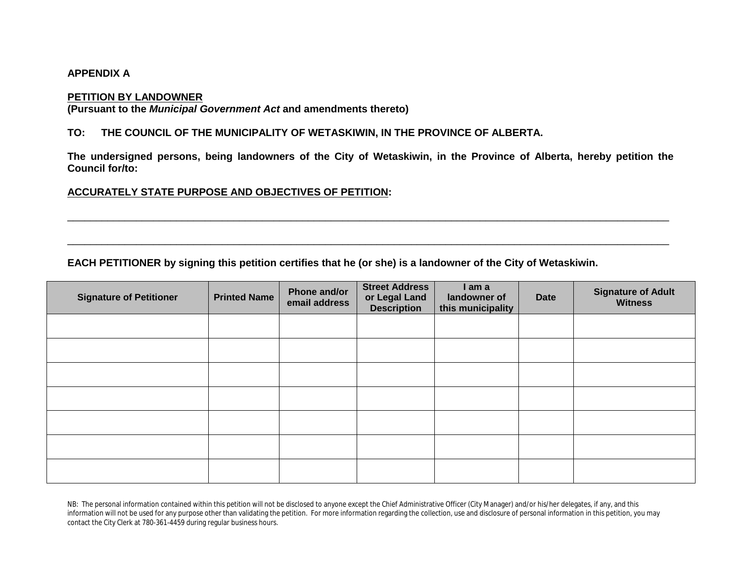**APPENDIX A**

**PETITION BY LANDOWNER**
**(Pursuant to the *Municipal Government Act* and amendments thereto)**

**TO: THE COUNCIL OF THE MUNICIPALITY OF WETASKIWIN, IN THE PROVINCE OF ALBERTA.**

**The undersigned persons, being landowners of the City of Wetaskiwin, in the Province of Alberta, hereby petition the Council for/to:**

**ACCURATELY STATE PURPOSE AND OBJECTIVES OF PETITION:**

_______________________________________________________________________________

_______________________________________________________________________________

**EACH PETITIONER by signing this petition certifies that he (or she) is a landowner of the City of Wetaskiwin.**

| Signature of Petitioner | Printed Name | Phone and/or email address | Street Address or Legal Land Description | I am a landowner of this municipality | Date | Signature of Adult Witness |
|---|---|---|---|---|---|---|
| | | | | | | |
| | | | | | | |
| | | | | | | |
| | | | | | | |
| | | | | | | |
| | | | | | | |
| | | | | | | |

NB: The personal information contained within this petition will not be disclosed to anyone except the Chief Administrative Officer (City Manager) and/or his/her delegates, if any, and this information will not be used for any purpose other than validating the petition. For more information regarding the collection, use and disclosure of personal information in this petition, you may contact the City Clerk at 780-361-4459 during regular business hours.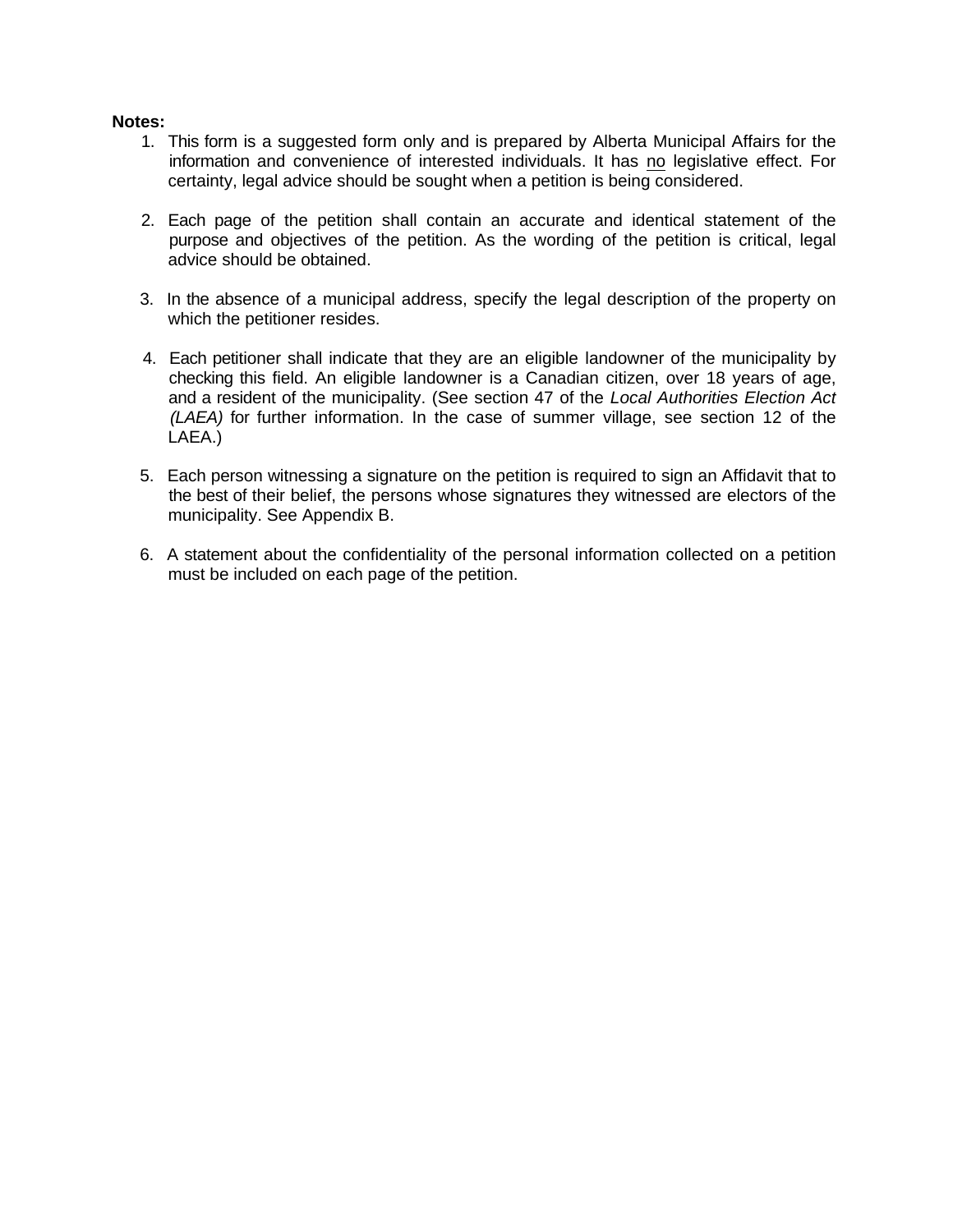**Notes:**

1. This form is a suggested form only and is prepared by Alberta Municipal Affairs for the information and convenience of interested individuals. It has no legislative effect. For certainty, legal advice should be sought when a petition is being considered.

2. Each page of the petition shall contain an accurate and identical statement of the purpose and objectives of the petition. As the wording of the petition is critical, legal advice should be obtained.

3. In the absence of a municipal address, specify the legal description of the property on which the petitioner resides.

4. Each petitioner shall indicate that they are an eligible landowner of the municipality by checking this field. An eligible landowner is a Canadian citizen, over 18 years of age, and a resident of the municipality. (See section 47 of the *Local Authorities Election Act (LAEA)* for further information. In the case of summer village, see section 12 of the LAEA.)

5. Each person witnessing a signature on the petition is required to sign an Affidavit that to the best of their belief, the persons whose signatures they witnessed are electors of the municipality. See Appendix B.

6. A statement about the confidentiality of the personal information collected on a petition must be included on each page of the petition.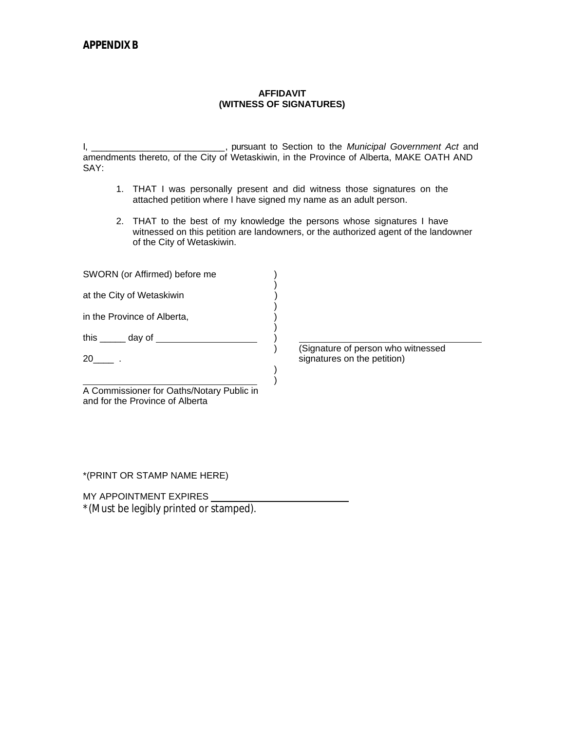**APPENDIX B**

**AFFIDAVIT**
**(WITNESS OF SIGNATURES)**

I, __________________________, pursuant to Section to the *Municipal Government Act* and amendments thereto, of the City of Wetaskiwin, in the Province of Alberta, MAKE OATH AND SAY:

1. THAT I was personally present and did witness those signatures on the attached petition where I have signed my name as an adult person.

2. THAT to the best of my knowledge the persons whose signatures I have witnessed on this petition are landowners, or the authorized agent of the landowner of the City of Wetaskiwin.

SWORN (or Affirmed) before me )
)
at the City of Wetaskiwin )
)
in the Province of Alberta, )
)
this _____ day of ___________________ ) ____________________________________
) (Signature of person who witnessed
20____ . signatures on the petition)
)
__________________________________ )
A Commissioner for Oaths/Notary Public in and for the Province of Alberta

*(PRINT OR STAMP NAME HERE)

MY APPOINTMENT EXPIRES ____________________________
*(Must be legibly printed or stamped).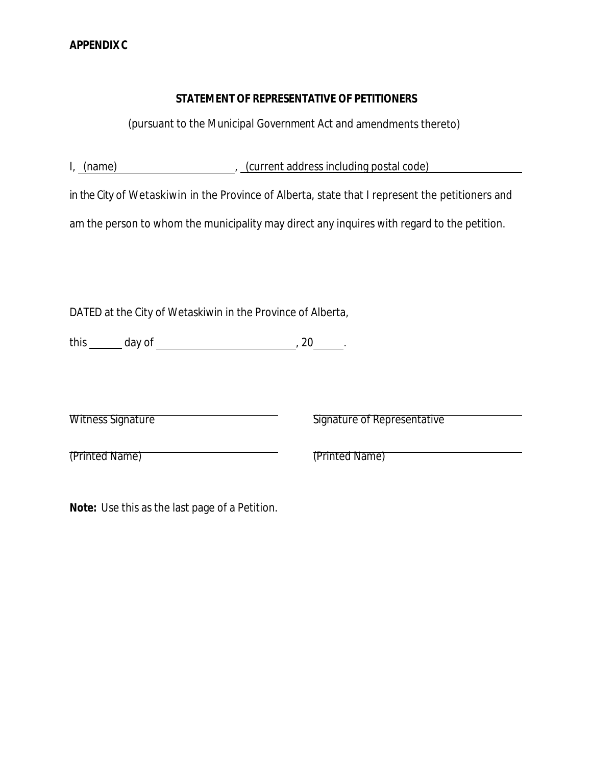**APPENDIX C**

**STATEMENT OF REPRESENTATIVE OF PETITIONERS**

(pursuant to the Municipal Government Act and amendments thereto)

I, (name) \_\_\_\_\_\_\_\_\_\_\_\_\_\_\_\_\_\_\_\_, (current address including postal code) \_\_\_\_\_\_\_\_\_\_\_\_\_\_\_\_

in the City of Wetaskiwin in the Province of Alberta, state that I represent the petitioners and am the person to whom the municipality may direct any inquires with regard to the petition.

DATED at the City of Wetaskiwin in the Province of Alberta,

this \_\_\_\_\_\_ day of \_\_\_\_\_\_\_\_\_\_\_\_\_\_\_\_\_\_\_\_\_\_\_\_, 20\_\_\_\_\_.

| | |
|---|---|
| Witness Signature | Signature of Representative |
| (Printed Name) | (Printed Name) |

**Note:** Use this as the last page of a Petition.